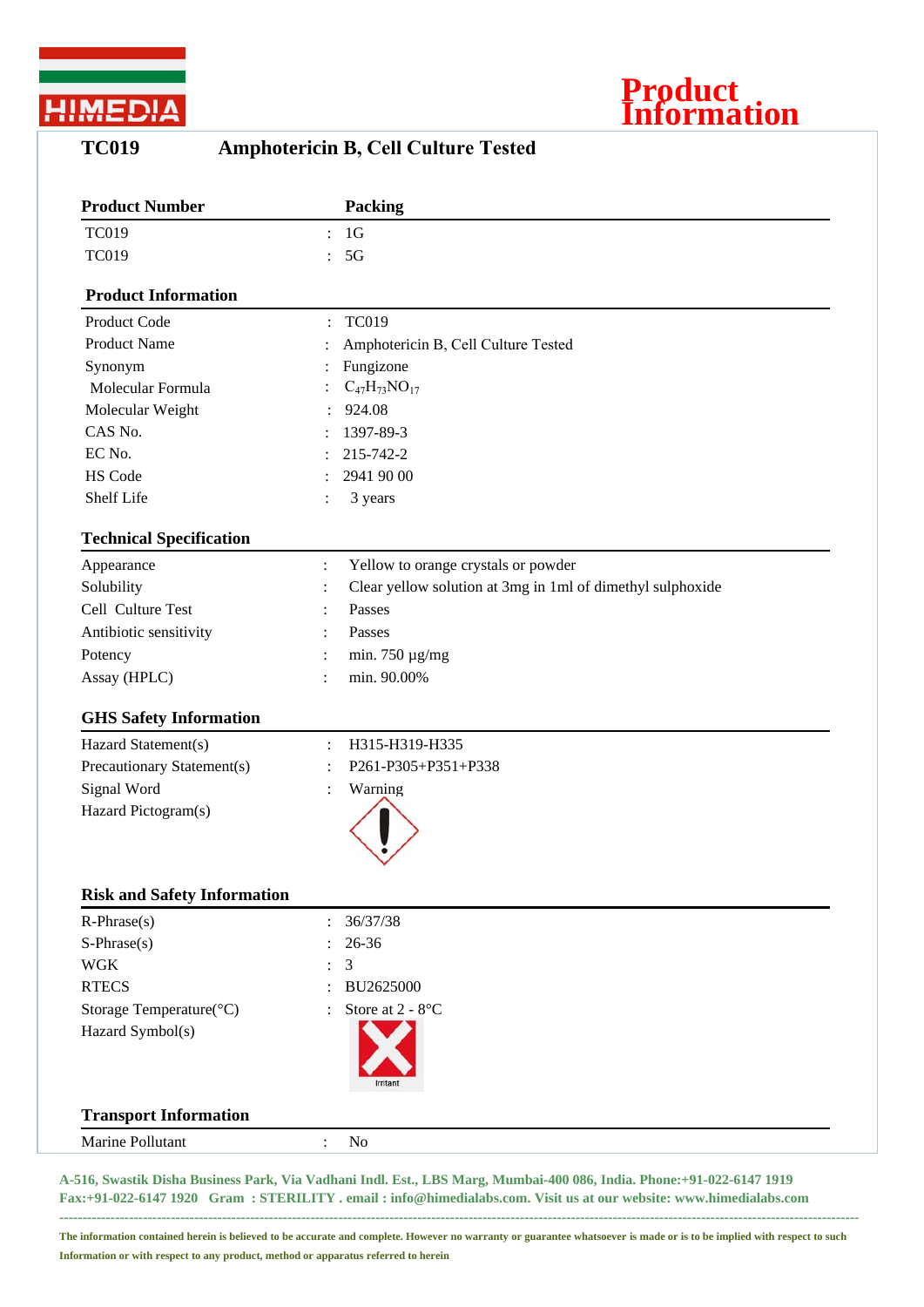# Product Information

## TC019 Amphotericin B, Cell Culture Tested

| Product Number | | Packing |
|---|---|---|
| TC019 | : | 1G |
| TC019 | : | 5G |

### Product Information

| | | |
|---|---|---|
| Product Code | : | TC019 |
| Product Name | : | Amphotericin B, Cell Culture Tested |
| Synonym | : | Fungizone |
| Molecular Formula | : | $C_{47}H_{73}NO_{17}$ |
| Molecular Weight | : | 924.08 |
| CAS No. | : | 1397-89-3 |
| EC No. | : | 215-742-2 |
| HS Code | : | 2941 90 00 |
| Shelf Life | : | 3 years |

### Technical Specification

| | | |
|---|---|---|
| Appearance | : | Yellow to orange crystals or powder |
| Solubility | : | Clear yellow solution at 3mg in 1ml of dimethyl sulphoxide |
| Cell Culture Test | : | Passes |
| Antibiotic sensitivity | : | Passes |
| Potency | : | min. 750 µg/mg |
| Assay (HPLC) | : | min. 90.00% |

### GHS Safety Information

| | | |
|---|---|---|
| Hazard Statement(s) | : | H315-H319-H335 |
| Precautionary Statement(s) | : | P261-P305+P351+P338 |
| Signal Word | : | Warning |
| Hazard Pictogram(s) | | |

### Risk and Safety Information

| | | |
|---|---|---|
| R-Phrase(s) | : | 36/37/38 |
| S-Phrase(s) | : | 26-36 |
| WGK | : | 3 |
| RTECS | : | BU2625000 |
| Storage Temperature(°C) | : | Store at 2 - 8°C |
| Hazard Symbol(s) | | Irritant |

### Transport Information

| | | |
|---|---|---|
| Marine Pollutant | : | No |

A-516, Swastik Disha Business Park, Via Vadhani Indl. Est., LBS Marg, Mumbai-400 086, India. Phone:+91-022-6147 1919 Fax:+91-022-6147 1920 Gram : STERILITY . email : info@himedialabs.com. Visit us at our website: www.himedialabs.com

The information contained herein is believed to be accurate and complete. However no warranty or guarantee whatsoever is made or is to be implied with respect to such Information or with respect to any product, method or apparatus referred to herein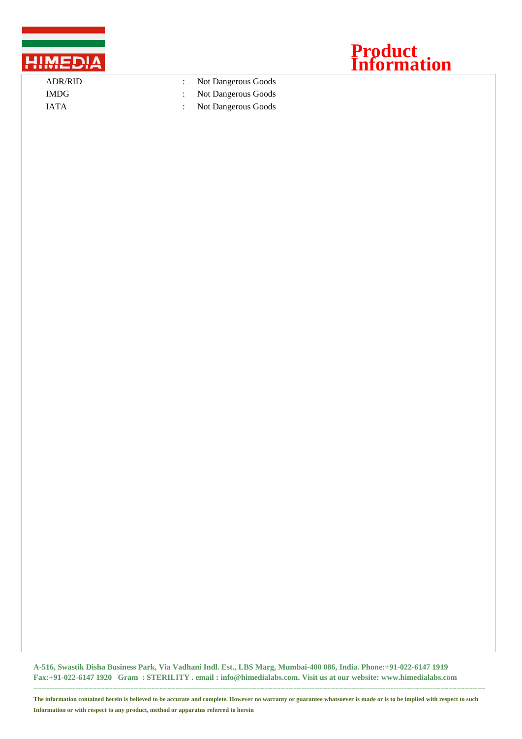| | | |
|---|---|---|
| ADR/RID | : | Not Dangerous Goods |
| IMDG | : | Not Dangerous Goods |
| IATA | : | Not Dangerous Goods |

**A-516, Swastik Disha Business Park, Via Vadhani Indl. Est., LBS Marg, Mumbai-400 086, India. Phone:+91-022-6147 1919 Fax:+91-022-6147 1920 Gram : STERILITY . email : info@himedialabs.com. Visit us at our website: www.himedialabs.com**

**The information contained herein is believed to be accurate and complete. However no warranty or guarantee whatsoever is made or is to be implied with respect to such Information or with respect to any product, method or apparatus referred to herein**